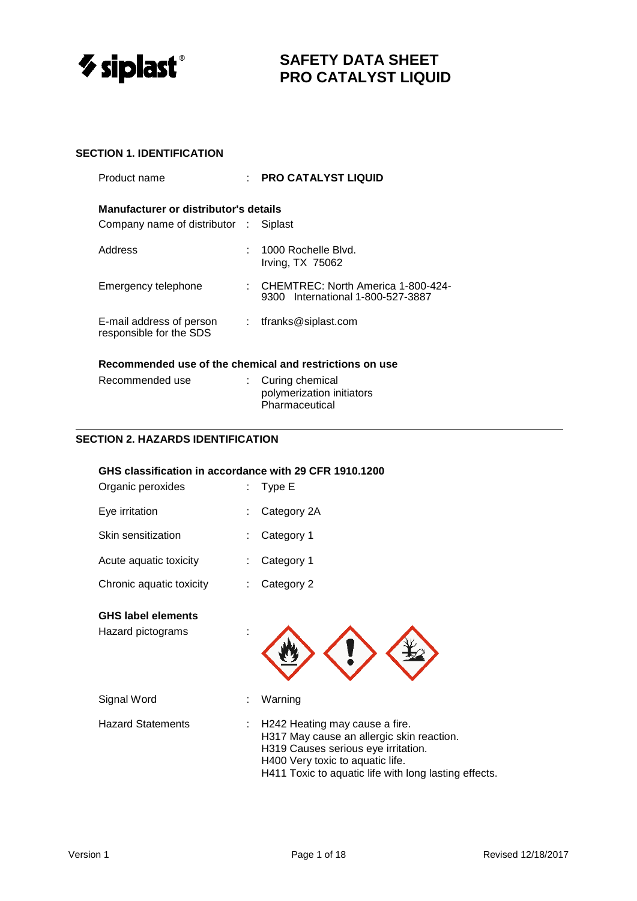# SAFETY DATA SHEET
# PRO CATALYST LIQUID

## SECTION 1. IDENTIFICATION

Product name : **PRO CATALYST LIQUID**

**Manufacturer or distributor's details**

Company name of distributor : Siplast

Address : 1000 Rochelle Blvd.
Irving, TX 75062

Emergency telephone : CHEMTREC: North America 1-800-424-9300 International 1-800-527-3887

E-mail address of person responsible for the SDS : tfranks@siplast.com

**Recommended use of the chemical and restrictions on use**

Recommended use : Curing chemical
polymerization initiators
Pharmaceutical

## SECTION 2. HAZARDS IDENTIFICATION

**GHS classification in accordance with 29 CFR 1910.1200**

Organic peroxides : Type E

Eye irritation : Category 2A

Skin sensitization : Category 1

Acute aquatic toxicity : Category 1

Chronic aquatic toxicity : Category 2

**GHS label elements**

Hazard pictograms :

Signal Word : Warning

Hazard Statements : H242 Heating may cause a fire.
H317 May cause an allergic skin reaction.
H319 Causes serious eye irritation.
H400 Very toxic to aquatic life.
H411 Toxic to aquatic life with long lasting effects.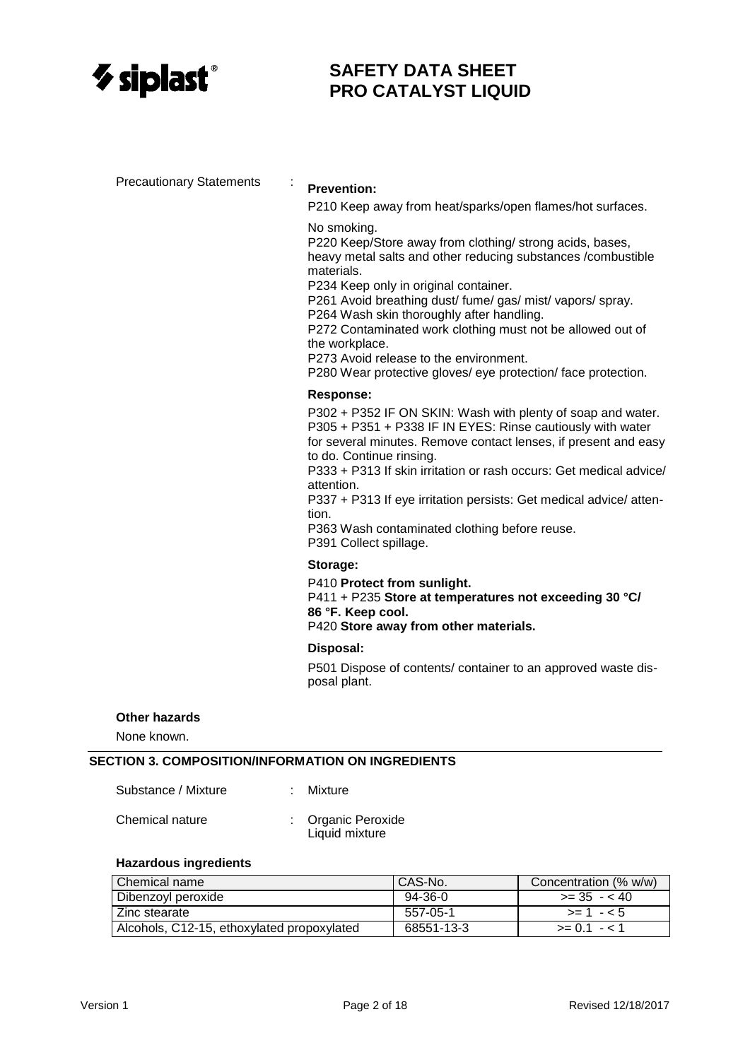Precautionary Statements :

**Prevention:**

P210 Keep away from heat/sparks/open flames/hot surfaces.

No smoking.
P220 Keep/Store away from clothing/ strong acids, bases, heavy metal salts and other reducing substances /combustible materials.
P234 Keep only in original container.
P261 Avoid breathing dust/ fume/ gas/ mist/ vapors/ spray.
P264 Wash skin thoroughly after handling.
P272 Contaminated work clothing must not be allowed out of the workplace.
P273 Avoid release to the environment.
P280 Wear protective gloves/ eye protection/ face protection.

**Response:**

P302 + P352 IF ON SKIN: Wash with plenty of soap and water.
P305 + P351 + P338 IF IN EYES: Rinse cautiously with water for several minutes. Remove contact lenses, if present and easy to do. Continue rinsing.
P333 + P313 If skin irritation or rash occurs: Get medical advice/ attention.
P337 + P313 If eye irritation persists: Get medical advice/ attention.
P363 Wash contaminated clothing before reuse.
P391 Collect spillage.

**Storage:**

P410 **Protect from sunlight.**
P411 + P235 **Store at temperatures not exceeding 30 °C/ 86 °F. Keep cool.**
P420 **Store away from other materials.**

**Disposal:**

P501 Dispose of contents/ container to an approved waste disposal plant.

**Other hazards**

None known.

## SECTION 3. COMPOSITION/INFORMATION ON INGREDIENTS

Substance / Mixture : Mixture

Chemical nature : Organic Peroxide
Liquid mixture

**Hazardous ingredients**

| Chemical name | CAS-No. | Concentration (% w/w) |
|---|---|---|
| Dibenzoyl peroxide | 94-36-0 | >= 35 - < 40 |
| Zinc stearate | 557-05-1 | >= 1 - < 5 |
| Alcohols, C12-15, ethoxylated propoxylated | 68551-13-3 | >= 0.1 - < 1 |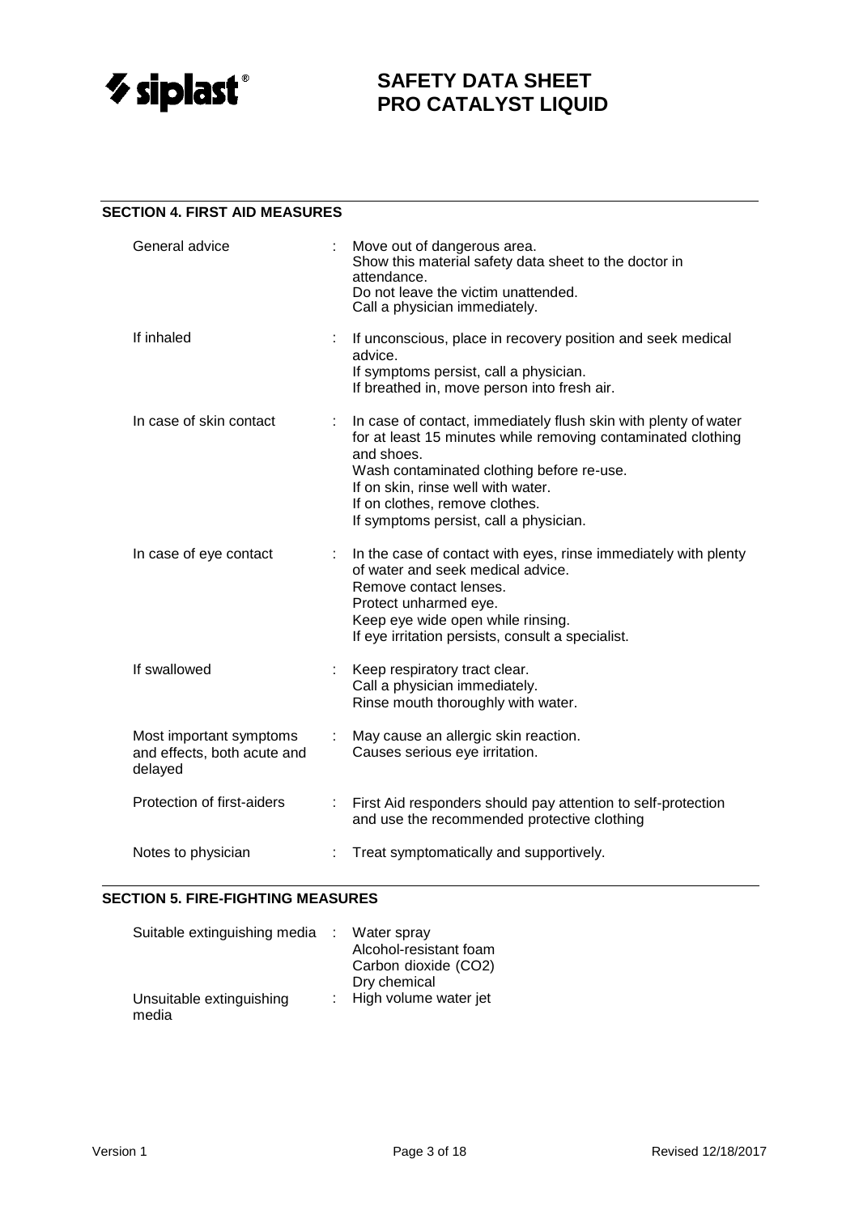## SECTION 4. FIRST AID MEASURES

| | | |
|---|---|---|
| General advice | : | Move out of dangerous area.<br>Show this material safety data sheet to the doctor in attendance.<br>Do not leave the victim unattended.<br>Call a physician immediately. |
| If inhaled | : | If unconscious, place in recovery position and seek medical advice.<br>If symptoms persist, call a physician.<br>If breathed in, move person into fresh air. |
| In case of skin contact | : | In case of contact, immediately flush skin with plenty of water for at least 15 minutes while removing contaminated clothing and shoes.<br>Wash contaminated clothing before re-use.<br>If on skin, rinse well with water.<br>If on clothes, remove clothes.<br>If symptoms persist, call a physician. |
| In case of eye contact | : | In the case of contact with eyes, rinse immediately with plenty of water and seek medical advice.<br>Remove contact lenses.<br>Protect unharmed eye.<br>Keep eye wide open while rinsing.<br>If eye irritation persists, consult a specialist. |
| If swallowed | : | Keep respiratory tract clear.<br>Call a physician immediately.<br>Rinse mouth thoroughly with water. |
| Most important symptoms and effects, both acute and delayed | : | May cause an allergic skin reaction.<br>Causes serious eye irritation. |
| Protection of first-aiders | : | First Aid responders should pay attention to self-protection and use the recommended protective clothing |
| Notes to physician | : | Treat symptomatically and supportively. |

## SECTION 5. FIRE-FIGHTING MEASURES

| | | |
|---|---|---|
| Suitable extinguishing media | : | Water spray<br>Alcohol-resistant foam<br>Carbon dioxide ($CO_2$)<br>Dry chemical |
| Unsuitable extinguishing media | : | High volume water jet |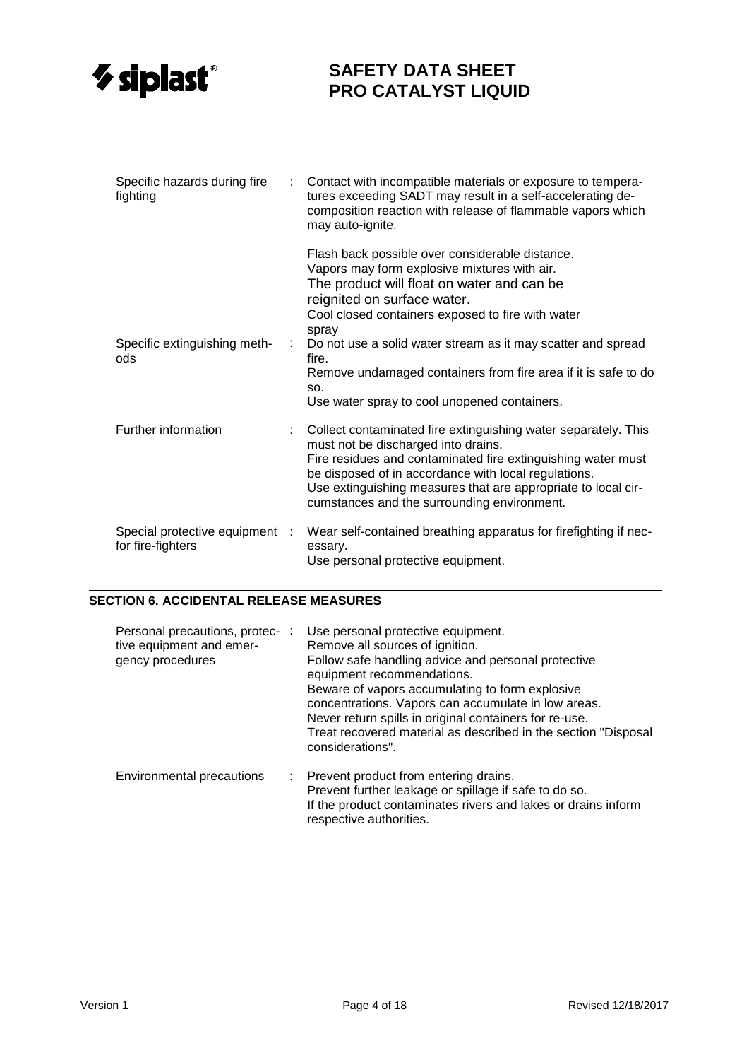| | | |
|---|---|---|
| Specific hazards during fire fighting | : | Contact with incompatible materials or exposure to temperatures exceeding SADT may result in a self-accelerating decomposition reaction with release of flammable vapors which may auto-ignite.<br><br>Flash back possible over considerable distance.<br>Vapors may form explosive mixtures with air.<br>The product will float on water and can be reignited on surface water.<br>Cool closed containers exposed to fire with water spray |
| Specific extinguishing methods | : | Do not use a solid water stream as it may scatter and spread fire.<br>Remove undamaged containers from fire area if it is safe to do so.<br>Use water spray to cool unopened containers. |
| Further information | : | Collect contaminated fire extinguishing water separately. This must not be discharged into drains.<br>Fire residues and contaminated fire extinguishing water must be disposed of in accordance with local regulations.<br>Use extinguishing measures that are appropriate to local circumstances and the surrounding environment. |
| Special protective equipment for fire-fighters | : | Wear self-contained breathing apparatus for firefighting if necessary.<br>Use personal protective equipment. |

## SECTION 6. ACCIDENTAL RELEASE MEASURES

| | | |
|---|---|---|
| Personal precautions, protective equipment and emergency procedures | : | Use personal protective equipment.<br>Remove all sources of ignition.<br>Follow safe handling advice and personal protective equipment recommendations.<br>Beware of vapors accumulating to form explosive concentrations. Vapors can accumulate in low areas.<br>Never return spills in original containers for re-use.<br>Treat recovered material as described in the section "Disposal considerations". |
| Environmental precautions | : | Prevent product from entering drains.<br>Prevent further leakage or spillage if safe to do so.<br>If the product contaminates rivers and lakes or drains inform respective authorities. |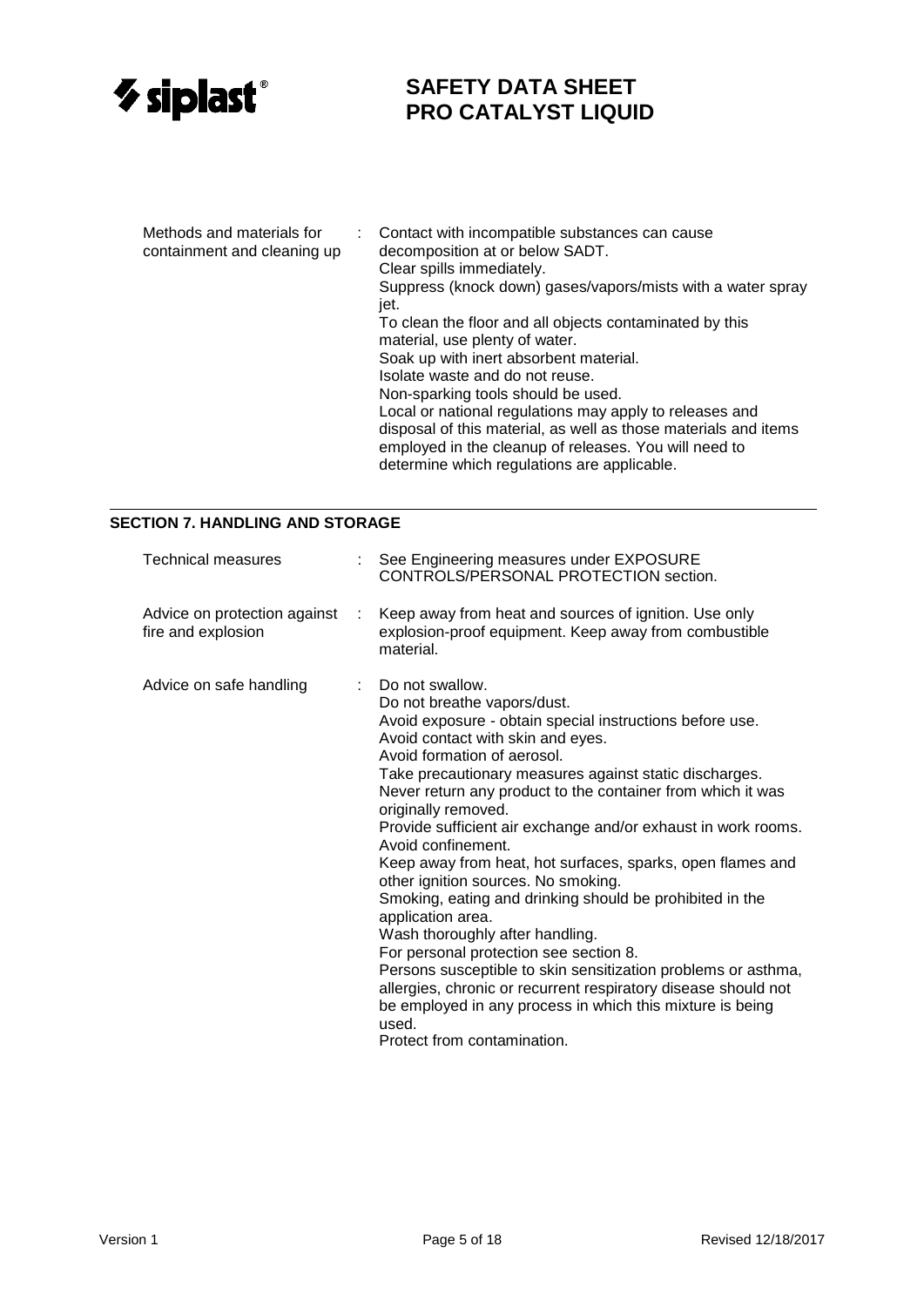| | | |
|---|---|---|
| Methods and materials for containment and cleaning up | : | Contact with incompatible substances can cause decomposition at or below SADT.<br>Clear spills immediately.<br>Suppress (knock down) gases/vapors/mists with a water spray jet.<br>To clean the floor and all objects contaminated by this material, use plenty of water.<br>Soak up with inert absorbent material.<br>Isolate waste and do not reuse.<br>Non-sparking tools should be used.<br>Local or national regulations may apply to releases and disposal of this material, as well as those materials and items employed in the cleanup of releases. You will need to determine which regulations are applicable. |

## SECTION 7. HANDLING AND STORAGE

| | | |
|---|---|---|
| Technical measures | : | See Engineering measures under EXPOSURE CONTROLS/PERSONAL PROTECTION section. |
| Advice on protection against fire and explosion | : | Keep away from heat and sources of ignition. Use only explosion-proof equipment. Keep away from combustible material. |
| Advice on safe handling | : | Do not swallow.<br>Do not breathe vapors/dust.<br>Avoid exposure - obtain special instructions before use.<br>Avoid contact with skin and eyes.<br>Avoid formation of aerosol.<br>Take precautionary measures against static discharges.<br>Never return any product to the container from which it was originally removed.<br>Provide sufficient air exchange and/or exhaust in work rooms.<br>Avoid confinement.<br>Keep away from heat, hot surfaces, sparks, open flames and other ignition sources. No smoking.<br>Smoking, eating and drinking should be prohibited in the application area.<br>Wash thoroughly after handling.<br>For personal protection see section 8.<br>Persons susceptible to skin sensitization problems or asthma, allergies, chronic or recurrent respiratory disease should not be employed in any process in which this mixture is being used.<br>Protect from contamination. |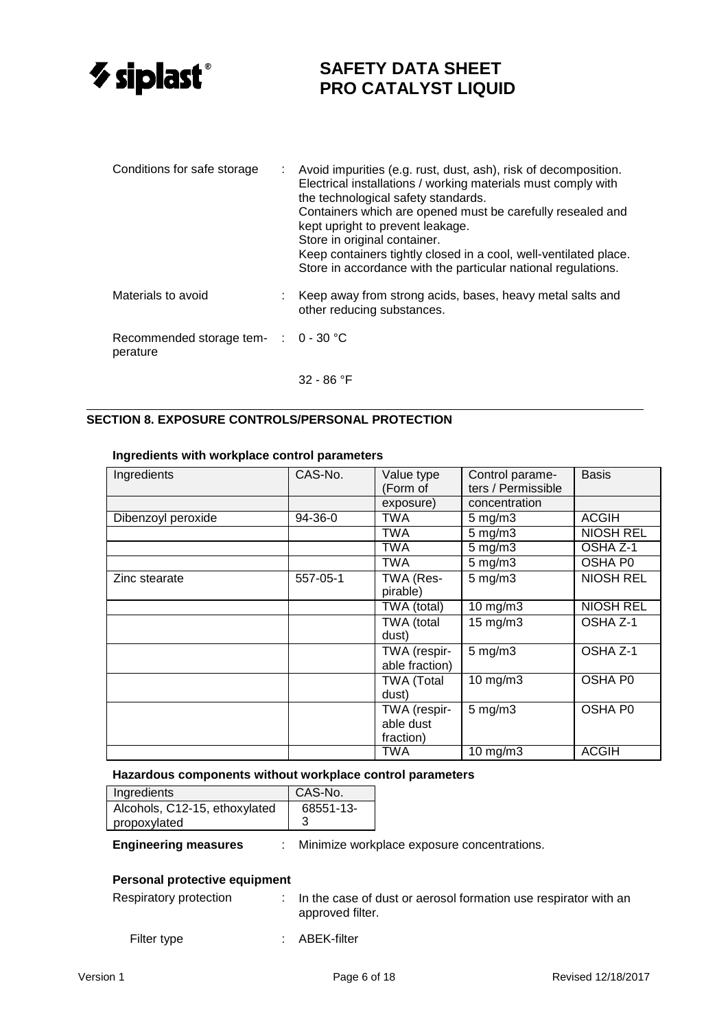| | | |
|---|---|---|
| Conditions for safe storage | : | Avoid impurities (e.g. rust, dust, ash), risk of decomposition. Electrical installations / working materials must comply with the technological safety standards. Containers which are opened must be carefully resealed and kept upright to prevent leakage. Store in original container. Keep containers tightly closed in a cool, well-ventilated place. Store in accordance with the particular national regulations. |
| Materials to avoid | : | Keep away from strong acids, bases, heavy metal salts and other reducing substances. |
| Recommended storage temperature | : | 0 - 30 °C<br>32 - 86 °F |

## SECTION 8. EXPOSURE CONTROLS/PERSONAL PROTECTION

### Ingredients with workplace control parameters

| Ingredients | CAS-No. | Value type (Form of exposure) | Control parameters / Permissible concentration | Basis |
|---|---|---|---|---|
| Dibenzoyl peroxide | 94-36-0 | TWA | 5 mg/m3 | ACGIH |
| | | TWA | 5 mg/m3 | NIOSH REL |
| | | TWA | 5 mg/m3 | OSHA Z-1 |
| | | TWA | 5 mg/m3 | OSHA P0 |
| Zinc stearate | 557-05-1 | TWA (Respirable) | 5 mg/m3 | NIOSH REL |
| | | TWA (total) | 10 mg/m3 | NIOSH REL |
| | | TWA (total dust) | 15 mg/m3 | OSHA Z-1 |
| | | TWA (respirable fraction) | 5 mg/m3 | OSHA Z-1 |
| | | TWA (Total dust) | 10 mg/m3 | OSHA P0 |
| | | TWA (respirable dust fraction) | 5 mg/m3 | OSHA P0 |
| | | TWA | 10 mg/m3 | ACGIH |

### Hazardous components without workplace control parameters

| Ingredients | CAS-No. |
|---|---|
| Alcohols, C12-15, ethoxylated propoxylated | 68551-13-3 |

**Engineering measures** : Minimize workplace exposure concentrations.

### Personal protective equipment

| | | |
|---|---|---|
| Respiratory protection | : | In the case of dust or aerosol formation use respirator with an approved filter. |
| Filter type | : | ABEK-filter |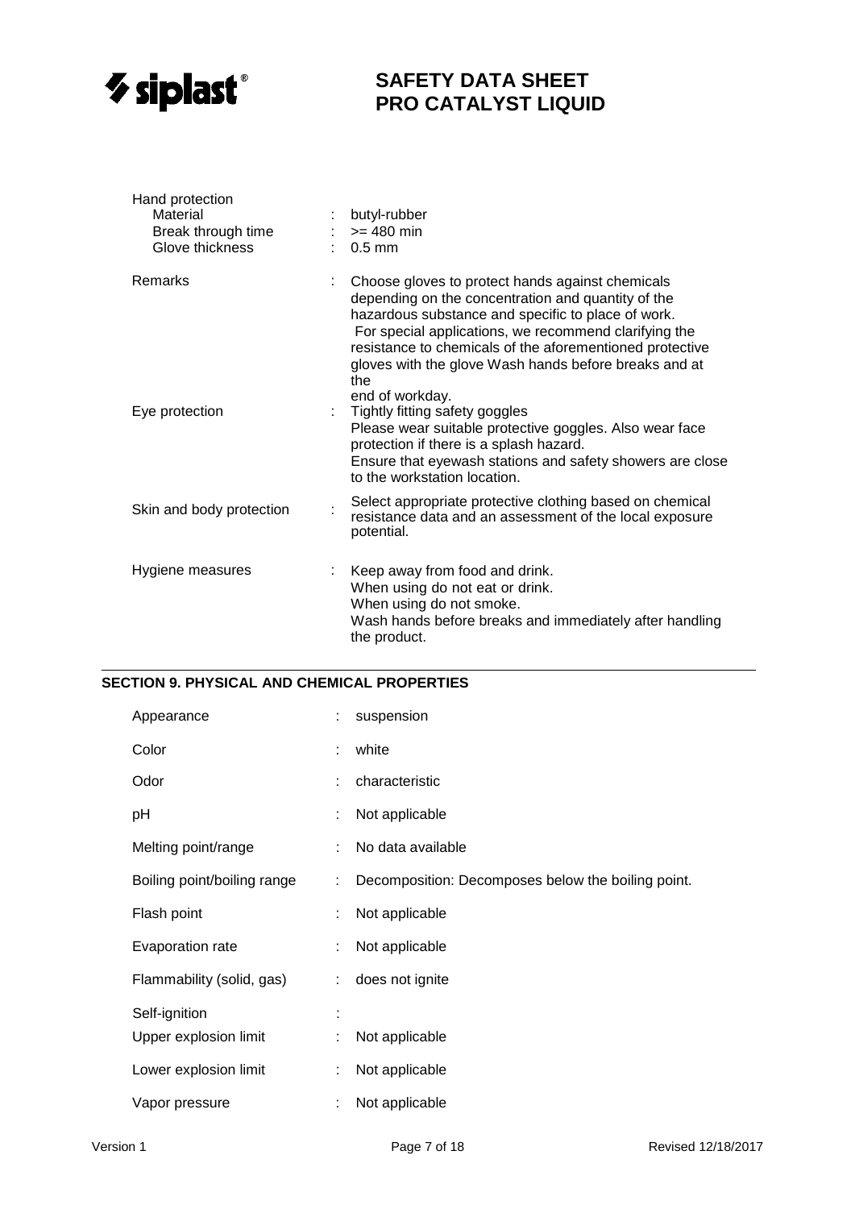| | | |
|---|---|---|
| Hand protection | | |
| Material | : | butyl-rubber |
| Break through time | : | >= 480 min |
| Glove thickness | : | 0.5 mm |
| Remarks | : | Choose gloves to protect hands against chemicals depending on the concentration and quantity of the hazardous substance and specific to place of work. For special applications, we recommend clarifying the resistance to chemicals of the aforementioned protective gloves with the glove Wash hands before breaks and at the end of workday. |
| Eye protection | : | Tightly fitting safety goggles<br>Please wear suitable protective goggles. Also wear face protection if there is a splash hazard.<br>Ensure that eyewash stations and safety showers are close to the workstation location. |
| Skin and body protection | : | Select appropriate protective clothing based on chemical resistance data and an assessment of the local exposure potential. |
| Hygiene measures | : | Keep away from food and drink.<br>When using do not eat or drink.<br>When using do not smoke.<br>Wash hands before breaks and immediately after handling the product. |

## SECTION 9. PHYSICAL AND CHEMICAL PROPERTIES

| | | |
|---|---|---|
| Appearance | : | suspension |
| Color | : | white |
| Odor | : | characteristic |
| pH | : | Not applicable |
| Melting point/range | : | No data available |
| Boiling point/boiling range | : | Decomposition: Decomposes below the boiling point. |
| Flash point | : | Not applicable |
| Evaporation rate | : | Not applicable |
| Flammability (solid, gas) | : | does not ignite |
| Self-ignition | : | |
| Upper explosion limit | : | Not applicable |
| Lower explosion limit | : | Not applicable |
| Vapor pressure | : | Not applicable |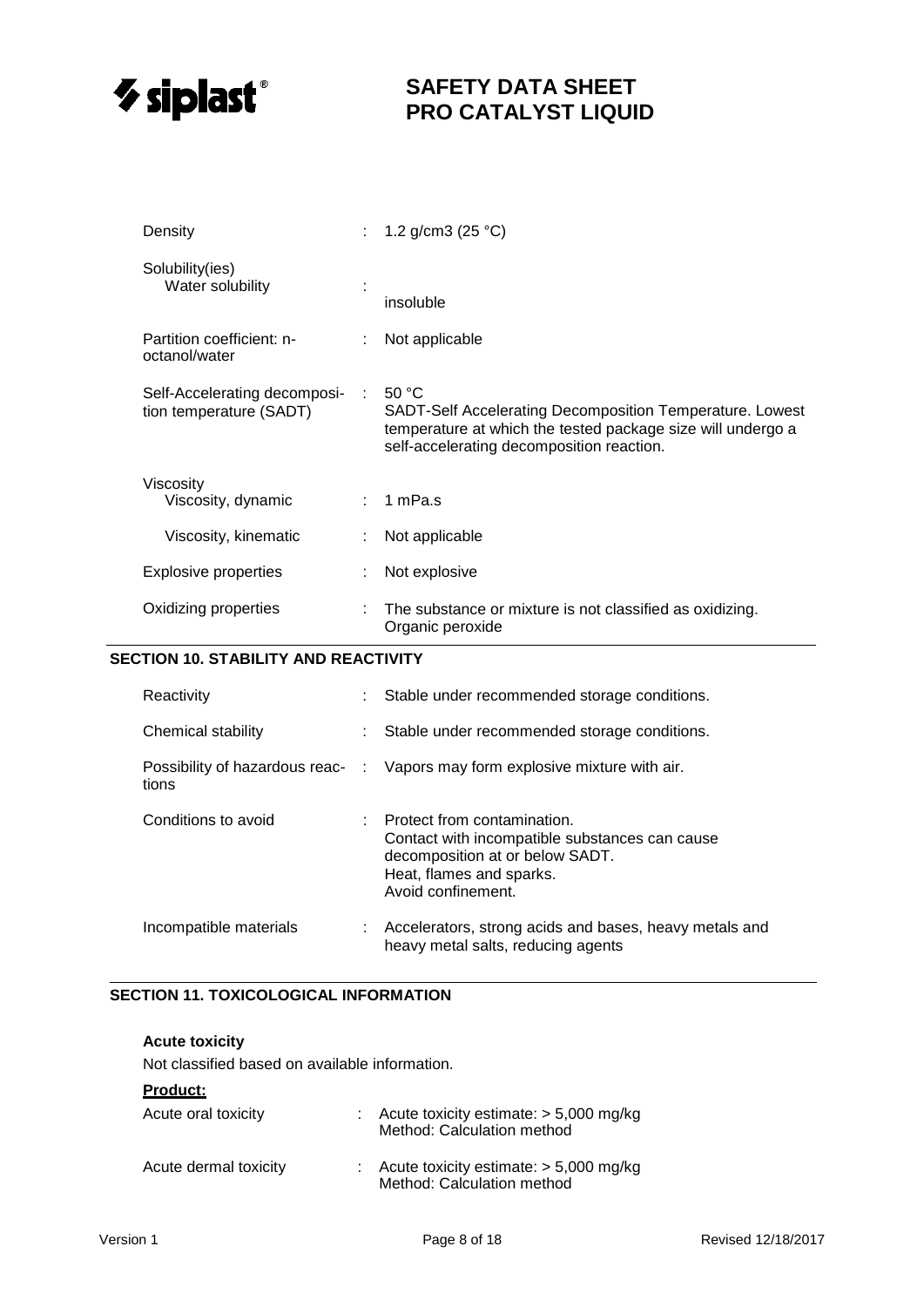| | | |
|---|---|---|
| Density | : | 1.2 g/cm3 (25 °C) |
| Solubility(ies)<br>Water solubility | : | insoluble |
| Partition coefficient: n-octanol/water | : | Not applicable |
| Self-Accelerating decomposition temperature (SADT) | : | 50 °C<br>SADT-Self Accelerating Decomposition Temperature. Lowest temperature at which the tested package size will undergo a self-accelerating decomposition reaction. |
| Viscosity<br>Viscosity, dynamic | : | 1 mPa.s |
| Viscosity, kinematic | : | Not applicable |
| Explosive properties | : | Not explosive |
| Oxidizing properties | : | The substance or mixture is not classified as oxidizing.<br>Organic peroxide |

## SECTION 10. STABILITY AND REACTIVITY

| | | |
|---|---|---|
| Reactivity | : | Stable under recommended storage conditions. |
| Chemical stability | : | Stable under recommended storage conditions. |
| Possibility of hazardous reactions | : | Vapors may form explosive mixture with air. |
| Conditions to avoid | : | Protect from contamination.<br>Contact with incompatible substances can cause decomposition at or below SADT.<br>Heat, flames and sparks.<br>Avoid confinement. |
| Incompatible materials | : | Accelerators, strong acids and bases, heavy metals and heavy metal salts, reducing agents |

## SECTION 11. TOXICOLOGICAL INFORMATION

**Acute toxicity**

Not classified based on available information.

**Product:**

| | | |
|---|---|---|
| Acute oral toxicity | : | Acute toxicity estimate: > 5,000 mg/kg<br>Method: Calculation method |
| Acute dermal toxicity | : | Acute toxicity estimate: > 5,000 mg/kg<br>Method: Calculation method |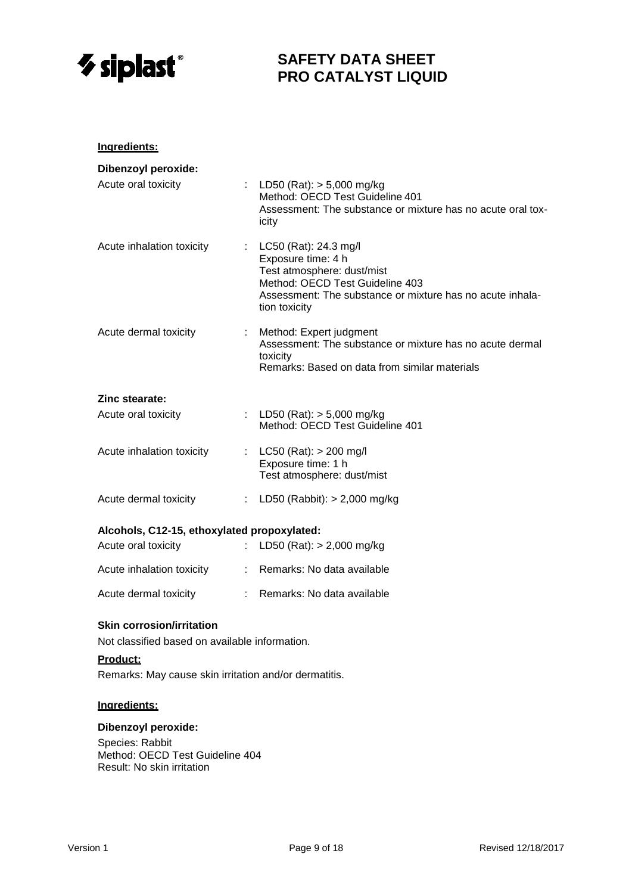**Ingredients:**

**Dibenzoyl peroxide:**

| | | |
|---|---|---|
| Acute oral toxicity | : | LD50 (Rat): > 5,000 mg/kg<br>Method: OECD Test Guideline 401<br>Assessment: The substance or mixture has no acute oral toxicity |
| Acute inhalation toxicity | : | LC50 (Rat): 24.3 mg/l<br>Exposure time: 4 h<br>Test atmosphere: dust/mist<br>Method: OECD Test Guideline 403<br>Assessment: The substance or mixture has no acute inhalation toxicity |
| Acute dermal toxicity | : | Method: Expert judgment<br>Assessment: The substance or mixture has no acute dermal toxicity<br>Remarks: Based on data from similar materials |

**Zinc stearate:**

| | | |
|---|---|---|
| Acute oral toxicity | : | LD50 (Rat): > 5,000 mg/kg<br>Method: OECD Test Guideline 401 |
| Acute inhalation toxicity | : | LC50 (Rat): > 200 mg/l<br>Exposure time: 1 h<br>Test atmosphere: dust/mist |
| Acute dermal toxicity | : | LD50 (Rabbit): > 2,000 mg/kg |

**Alcohols, C12-15, ethoxylated propoxylated:**

| | | |
|---|---|---|
| Acute oral toxicity | : | LD50 (Rat): > 2,000 mg/kg |
| Acute inhalation toxicity | : | Remarks: No data available |
| Acute dermal toxicity | : | Remarks: No data available |

**Skin corrosion/irritation**

Not classified based on available information.

**Product:**

Remarks: May cause skin irritation and/or dermatitis.

**Ingredients:**

**Dibenzoyl peroxide:**

Species: Rabbit
Method: OECD Test Guideline 404
Result: No skin irritation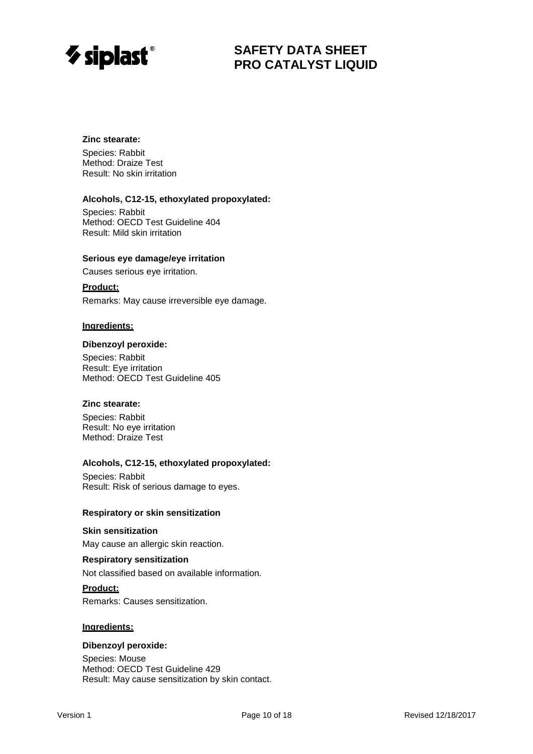**Zinc stearate:**

Species: Rabbit
Method: Draize Test
Result: No skin irritation

**Alcohols, C12-15, ethoxylated propoxylated:**

Species: Rabbit
Method: OECD Test Guideline 404
Result: Mild skin irritation

**Serious eye damage/eye irritation**

Causes serious eye irritation.

**Product:**

Remarks: May cause irreversible eye damage.

**Ingredients:**

**Dibenzoyl peroxide:**

Species: Rabbit
Result: Eye irritation
Method: OECD Test Guideline 405

**Zinc stearate:**

Species: Rabbit
Result: No eye irritation
Method: Draize Test

**Alcohols, C12-15, ethoxylated propoxylated:**

Species: Rabbit
Result: Risk of serious damage to eyes.

**Respiratory or skin sensitization**

**Skin sensitization**

May cause an allergic skin reaction.

**Respiratory sensitization**

Not classified based on available information.

**Product:**

Remarks: Causes sensitization.

**Ingredients:**

**Dibenzoyl peroxide:**

Species: Mouse
Method: OECD Test Guideline 429
Result: May cause sensitization by skin contact.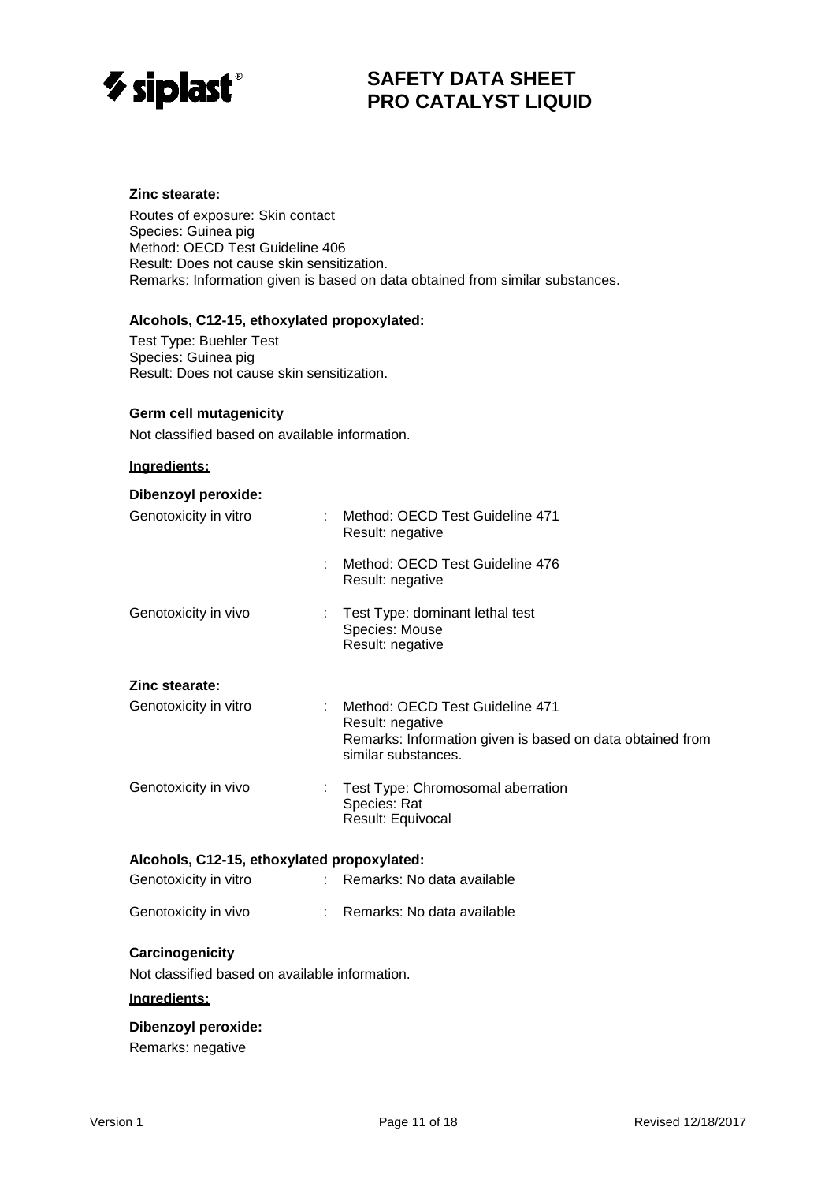**Zinc stearate:**

Routes of exposure: Skin contact
Species: Guinea pig
Method: OECD Test Guideline 406
Result: Does not cause skin sensitization.
Remarks: Information given is based on data obtained from similar substances.

**Alcohols, C12-15, ethoxylated propoxylated:**

Test Type: Buehler Test
Species: Guinea pig
Result: Does not cause skin sensitization.

**Germ cell mutagenicity**

Not classified based on available information.

**Ingredients:**

**Dibenzoyl peroxide:**

| | | |
|---|---|---|
| Genotoxicity in vitro | : | Method: OECD Test Guideline 471<br>Result: negative |
| | : | Method: OECD Test Guideline 476<br>Result: negative |
| Genotoxicity in vivo | : | Test Type: dominant lethal test<br>Species: Mouse<br>Result: negative |

**Zinc stearate:**

| | | |
|---|---|---|
| Genotoxicity in vitro | : | Method: OECD Test Guideline 471<br>Result: negative<br>Remarks: Information given is based on data obtained from similar substances. |
| Genotoxicity in vivo | : | Test Type: Chromosomal aberration<br>Species: Rat<br>Result: Equivocal |

**Alcohols, C12-15, ethoxylated propoxylated:**

| | | |
|---|---|---|
| Genotoxicity in vitro | : | Remarks: No data available |
| Genotoxicity in vivo | : | Remarks: No data available |

**Carcinogenicity**

Not classified based on available information.

**Ingredients:**

**Dibenzoyl peroxide:**

Remarks: negative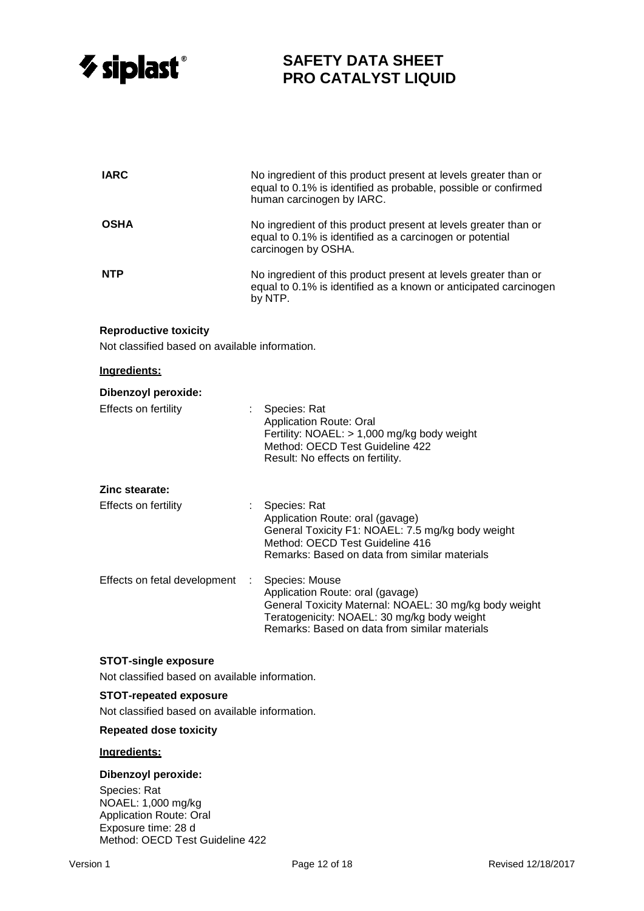| | |
|---|---|
| **IARC** | No ingredient of this product present at levels greater than or equal to 0.1% is identified as probable, possible or confirmed human carcinogen by IARC. |
| **OSHA** | No ingredient of this product present at levels greater than or equal to 0.1% is identified as a carcinogen or potential carcinogen by OSHA. |
| **NTP** | No ingredient of this product present at levels greater than or equal to 0.1% is identified as a known or anticipated carcinogen by NTP. |

**Reproductive toxicity**

Not classified based on available information.

**Ingredients:**

**Dibenzoyl peroxide:**

| | | |
|---|---|---|
| Effects on fertility | : | Species: Rat<br>Application Route: Oral<br>Fertility: NOAEL: > 1,000 mg/kg body weight<br>Method: OECD Test Guideline 422<br>Result: No effects on fertility. |

**Zinc stearate:**

| | | |
|---|---|---|
| Effects on fertility | : | Species: Rat<br>Application Route: oral (gavage)<br>General Toxicity F1: NOAEL: 7.5 mg/kg body weight<br>Method: OECD Test Guideline 416<br>Remarks: Based on data from similar materials |
| Effects on fetal development | : | Species: Mouse<br>Application Route: oral (gavage)<br>General Toxicity Maternal: NOAEL: 30 mg/kg body weight<br>Teratogenicity: NOAEL: 30 mg/kg body weight<br>Remarks: Based on data from similar materials |

**STOT-single exposure**

Not classified based on available information.

**STOT-repeated exposure**

Not classified based on available information.

**Repeated dose toxicity**

**Ingredients:**

**Dibenzoyl peroxide:**

Species: Rat
NOAEL: 1,000 mg/kg
Application Route: Oral
Exposure time: 28 d
Method: OECD Test Guideline 422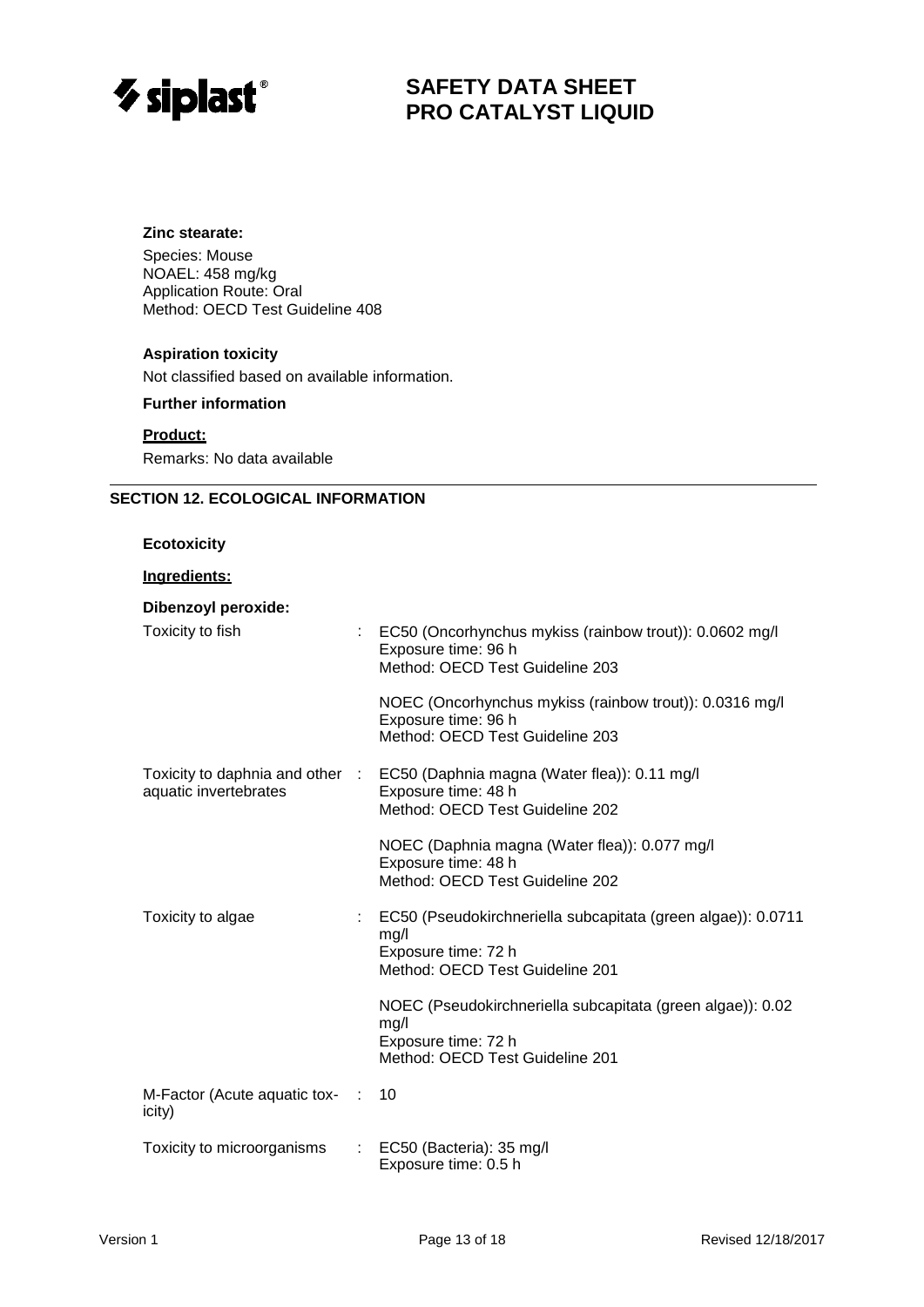**Zinc stearate:**

Species: Mouse
NOAEL: 458 mg/kg
Application Route: Oral
Method: OECD Test Guideline 408

**Aspiration toxicity**

Not classified based on available information.

**Further information**

**Product:**

Remarks: No data available

## SECTION 12. ECOLOGICAL INFORMATION

**Ecotoxicity**

**Ingredients:**

**Dibenzoyl peroxide:**

| | | |
|---|---|---|
| Toxicity to fish | : | EC50 (Oncorhynchus mykiss (rainbow trout)): 0.0602 mg/l<br>Exposure time: 96 h<br>Method: OECD Test Guideline 203<br><br>NOEC (Oncorhynchus mykiss (rainbow trout)): 0.0316 mg/l<br>Exposure time: 96 h<br>Method: OECD Test Guideline 203 |
| Toxicity to daphnia and other aquatic invertebrates | : | EC50 (Daphnia magna (Water flea)): 0.11 mg/l<br>Exposure time: 48 h<br>Method: OECD Test Guideline 202<br><br>NOEC (Daphnia magna (Water flea)): 0.077 mg/l<br>Exposure time: 48 h<br>Method: OECD Test Guideline 202 |
| Toxicity to algae | : | EC50 (Pseudokirchneriella subcapitata (green algae)): 0.0711 mg/l<br>Exposure time: 72 h<br>Method: OECD Test Guideline 201<br><br>NOEC (Pseudokirchneriella subcapitata (green algae)): 0.02 mg/l<br>Exposure time: 72 h<br>Method: OECD Test Guideline 201 |
| M-Factor (Acute aquatic toxicity) | : | 10 |
| Toxicity to microorganisms | : | EC50 (Bacteria): 35 mg/l<br>Exposure time: 0.5 h |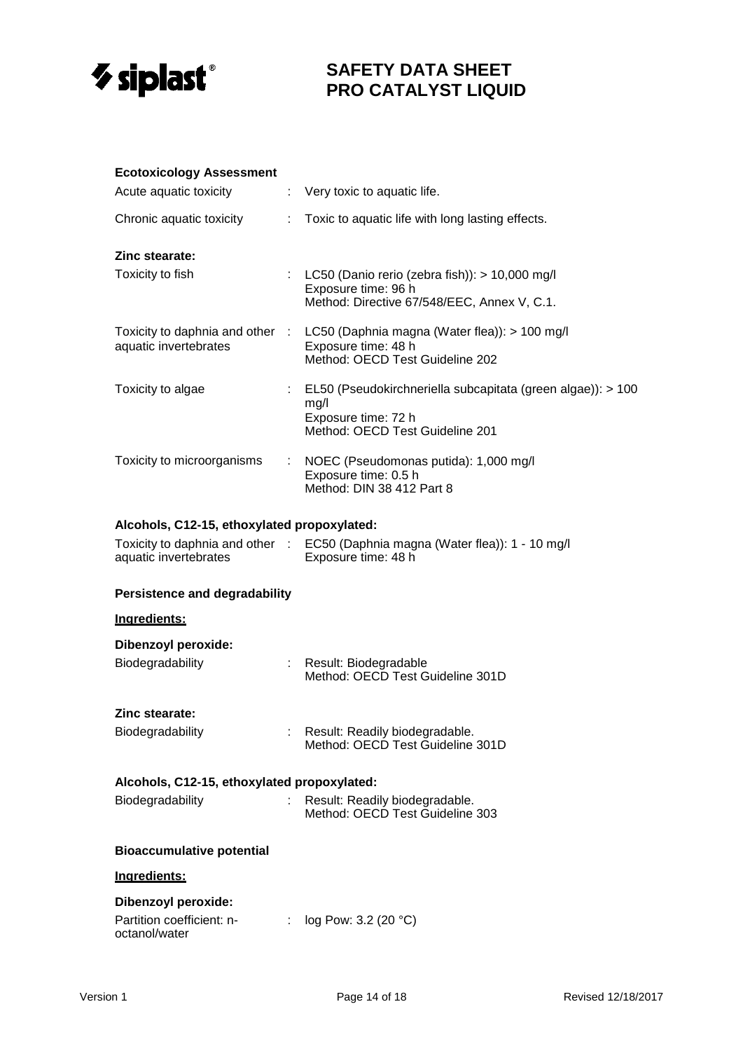#### Ecotoxicology Assessment

Acute aquatic toxicity : Very toxic to aquatic life.

Chronic aquatic toxicity : Toxic to aquatic life with long lasting effects.

**Zinc stearate:**

Toxicity to fish : LC50 (Danio rerio (zebra fish)): > 10,000 mg/l
Exposure time: 96 h
Method: Directive 67/548/EEC, Annex V, C.1.

Toxicity to daphnia and other aquatic invertebrates : LC50 (Daphnia magna (Water flea)): > 100 mg/l
Exposure time: 48 h
Method: OECD Test Guideline 202

Toxicity to algae : EL50 (Pseudokirchneriella subcapitata (green algae)): > 100 mg/l
Exposure time: 72 h
Method: OECD Test Guideline 201

Toxicity to microorganisms : NOEC (Pseudomonas putida): 1,000 mg/l
Exposure time: 0.5 h
Method: DIN 38 412 Part 8

**Alcohols, C12-15, ethoxylated propoxylated:**

Toxicity to daphnia and other aquatic invertebrates : EC50 (Daphnia magna (Water flea)): 1 - 10 mg/l
Exposure time: 48 h

#### Persistence and degradability

**Ingredients:**

**Dibenzoyl peroxide:**

Biodegradability : Result: Biodegradable
Method: OECD Test Guideline 301D

**Zinc stearate:**

Biodegradability : Result: Readily biodegradable.
Method: OECD Test Guideline 301D

**Alcohols, C12-15, ethoxylated propoxylated:**

Biodegradability : Result: Readily biodegradable.
Method: OECD Test Guideline 303

#### Bioaccumulative potential

**Ingredients:**

**Dibenzoyl peroxide:**

Partition coefficient: n-octanol/water : log Pow: 3.2 (20 °C)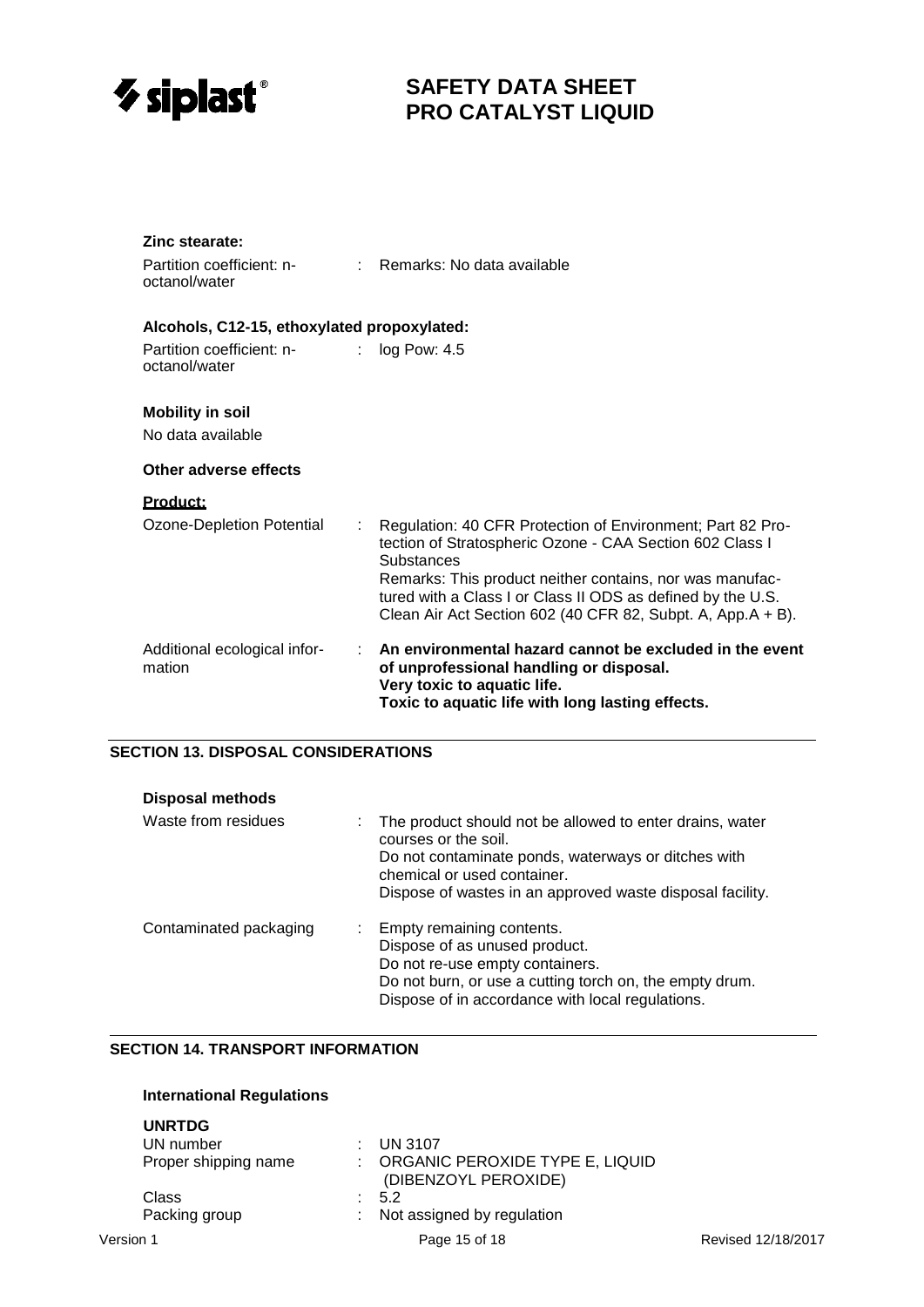**Zinc stearate:**

Partition coefficient: n-octanol/water : Remarks: No data available

**Alcohols, C12-15, ethoxylated propoxylated:**

Partition coefficient: n-octanol/water : log Pow: 4.5

**Mobility in soil**

No data available

**Other adverse effects**

**Product:**

Ozone-Depletion Potential : Regulation: 40 CFR Protection of Environment; Part 82 Protection of Stratospheric Ozone - CAA Section 602 Class I Substances
Remarks: This product neither contains, nor was manufactured with a Class I or Class II ODS as defined by the U.S. Clean Air Act Section 602 (40 CFR 82, Subpt. A, App.A + B).

Additional ecological information : **An environmental hazard cannot be excluded in the event of unprofessional handling or disposal.**
**Very toxic to aquatic life.**
**Toxic to aquatic life with long lasting effects.**

## SECTION 13. DISPOSAL CONSIDERATIONS

**Disposal methods**

Waste from residues : The product should not be allowed to enter drains, water courses or the soil.
Do not contaminate ponds, waterways or ditches with chemical or used container.
Dispose of wastes in an approved waste disposal facility.

Contaminated packaging : Empty remaining contents.
Dispose of as unused product.
Do not re-use empty containers.
Do not burn, or use a cutting torch on, the empty drum.
Dispose of in accordance with local regulations.

## SECTION 14. TRANSPORT INFORMATION

**International Regulations**

**UNRTDG**

UN number : UN 3107
Proper shipping name : ORGANIC PEROXIDE TYPE E, LIQUID (DIBENZOYL PEROXIDE)
Class : 5.2
Packing group : Not assigned by regulation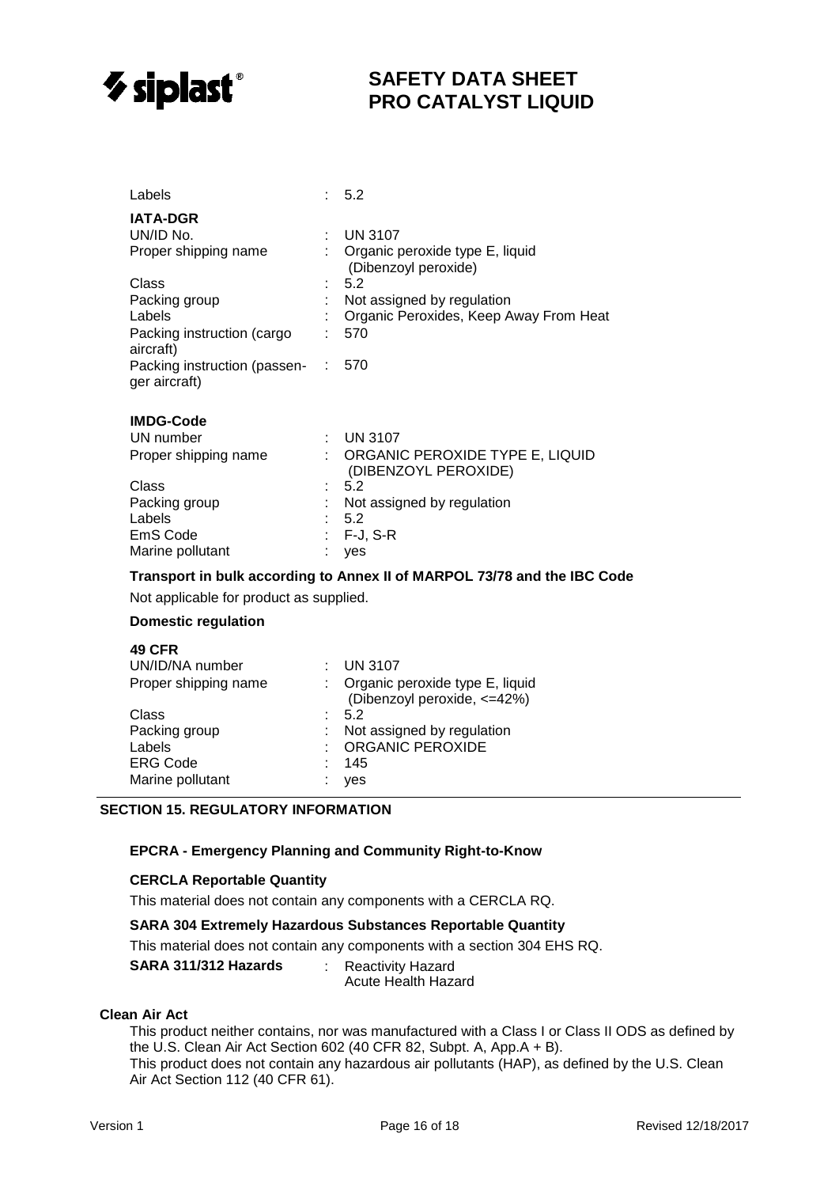Labels : 5.2

**IATA-DGR**

| | | |
|---|---|---|
| UN/ID No. | : | UN 3107 |
| Proper shipping name | : | Organic peroxide type E, liquid (Dibenzoyl peroxide) |
| Class | : | 5.2 |
| Packing group | : | Not assigned by regulation |
| Labels | : | Organic Peroxides, Keep Away From Heat |
| Packing instruction (cargo aircraft) | : | 570 |
| Packing instruction (passenger aircraft) | : | 570 |

**IMDG-Code**

| | | |
|---|---|---|
| UN number | : | UN 3107 |
| Proper shipping name | : | ORGANIC PEROXIDE TYPE E, LIQUID (DIBENZOYL PEROXIDE) |
| Class | : | 5.2 |
| Packing group | : | Not assigned by regulation |
| Labels | : | 5.2 |
| EmS Code | : | F-J, S-R |
| Marine pollutant | : | yes |

**Transport in bulk according to Annex II of MARPOL 73/78 and the IBC Code**

Not applicable for product as supplied.

**Domestic regulation**

**49 CFR**

| | | |
|---|---|---|
| UN/ID/NA number | : | UN 3107 |
| Proper shipping name | : | Organic peroxide type E, liquid (Dibenzoyl peroxide, <=42%) |
| Class | : | 5.2 |
| Packing group | : | Not assigned by regulation |
| Labels | : | ORGANIC PEROXIDE |
| ERG Code | : | 145 |
| Marine pollutant | : | yes |

## SECTION 15. REGULATORY INFORMATION

**EPCRA - Emergency Planning and Community Right-to-Know**

**CERCLA Reportable Quantity**

This material does not contain any components with a CERCLA RQ.

**SARA 304 Extremely Hazardous Substances Reportable Quantity**

This material does not contain any components with a section 304 EHS RQ.

**SARA 311/312 Hazards** : Reactivity Hazard
Acute Health Hazard

**Clean Air Act**

This product neither contains, nor was manufactured with a Class I or Class II ODS as defined by the U.S. Clean Air Act Section 602 (40 CFR 82, Subpt. A, App.A + B).
This product does not contain any hazardous air pollutants (HAP), as defined by the U.S. Clean Air Act Section 112 (40 CFR 61).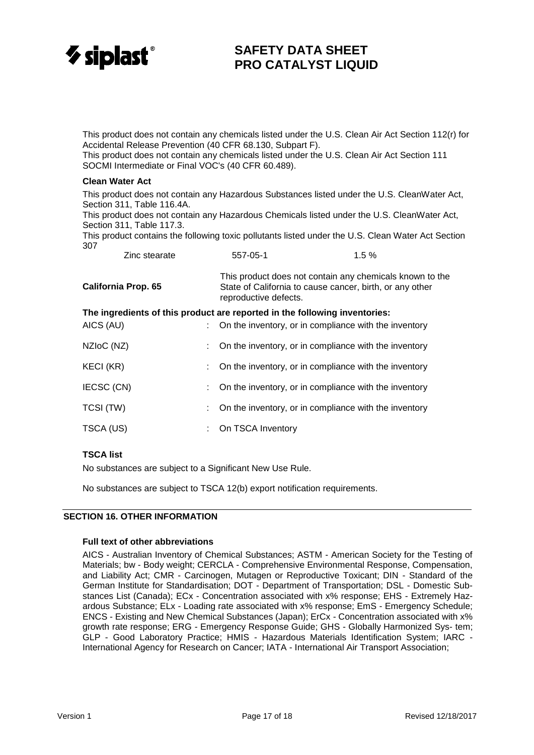This product does not contain any chemicals listed under the U.S. Clean Air Act Section 112(r) for Accidental Release Prevention (40 CFR 68.130, Subpart F).
This product does not contain any chemicals listed under the U.S. Clean Air Act Section 111 SOCMI Intermediate or Final VOC's (40 CFR 60.489).

**Clean Water Act**

This product does not contain any Hazardous Substances listed under the U.S. CleanWater Act, Section 311, Table 116.4A.
This product does not contain any Hazardous Chemicals listed under the U.S. CleanWater Act, Section 311, Table 117.3.
This product contains the following toxic pollutants listed under the U.S. Clean Water Act Section 307

| | | |
|---|---|---|
| Zinc stearate | 557-05-1 | 1.5 % |

**California Prop. 65** — This product does not contain any chemicals known to the State of California to cause cancer, birth, or any other reproductive defects.

**The ingredients of this product are reported in the following inventories:**

| | | |
|---|---|---|
| AICS (AU) | : | On the inventory, or in compliance with the inventory |
| NZIoC (NZ) | : | On the inventory, or in compliance with the inventory |
| KECI (KR) | : | On the inventory, or in compliance with the inventory |
| IECSC (CN) | : | On the inventory, or in compliance with the inventory |
| TCSI (TW) | : | On the inventory, or in compliance with the inventory |
| TSCA (US) | : | On TSCA Inventory |

**TSCA list**

No substances are subject to a Significant New Use Rule.

No substances are subject to TSCA 12(b) export notification requirements.

## SECTION 16. OTHER INFORMATION

**Full text of other abbreviations**

AICS - Australian Inventory of Chemical Substances; ASTM - American Society for the Testing of Materials; bw - Body weight; CERCLA - Comprehensive Environmental Response, Compensation, and Liability Act; CMR - Carcinogen, Mutagen or Reproductive Toxicant; DIN - Standard of the German Institute for Standardisation; DOT - Department of Transportation; DSL - Domestic Substances List (Canada); ECx - Concentration associated with x% response; EHS - Extremely Hazardous Substance; ELx - Loading rate associated with x% response; EmS - Emergency Schedule; ENCS - Existing and New Chemical Substances (Japan); ErCx - Concentration associated with x% growth rate response; ERG - Emergency Response Guide; GHS - Globally Harmonized System; GLP - Good Laboratory Practice; HMIS - Hazardous Materials Identification System; IARC - International Agency for Research on Cancer; IATA - International Air Transport Association;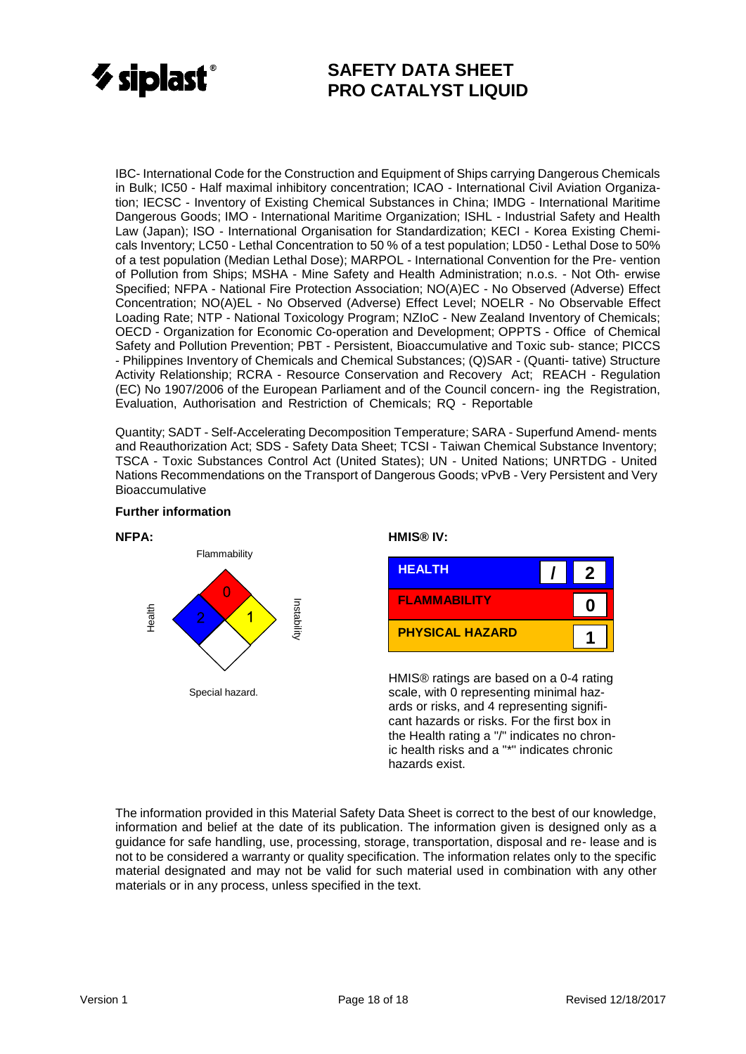IBC- International Code for the Construction and Equipment of Ships carrying Dangerous Chemicals in Bulk; IC50 - Half maximal inhibitory concentration; ICAO - International Civil Aviation Organization; IECSC - Inventory of Existing Chemical Substances in China; IMDG - International Maritime Dangerous Goods; IMO - International Maritime Organization; ISHL - Industrial Safety and Health Law (Japan); ISO - International Organisation for Standardization; KECI - Korea Existing Chemicals Inventory; LC50 - Lethal Concentration to 50 % of a test population; LD50 - Lethal Dose to 50% of a test population (Median Lethal Dose); MARPOL - International Convention for the Pre- vention of Pollution from Ships; MSHA - Mine Safety and Health Administration; n.o.s. - Not Oth- erwise Specified; NFPA - National Fire Protection Association; NO(A)EC - No Observed (Adverse) Effect Concentration; NO(A)EL - No Observed (Adverse) Effect Level; NOELR - No Observable Effect Loading Rate; NTP - National Toxicology Program; NZIoC - New Zealand Inventory of Chemicals; OECD - Organization for Economic Co-operation and Development; OPPTS - Office of Chemical Safety and Pollution Prevention; PBT - Persistent, Bioaccumulative and Toxic sub- stance; PICCS - Philippines Inventory of Chemicals and Chemical Substances; (Q)SAR - (Quanti- tative) Structure Activity Relationship; RCRA - Resource Conservation and Recovery Act; REACH - Regulation (EC) No 1907/2006 of the European Parliament and of the Council concern- ing the Registration, Evaluation, Authorisation and Restriction of Chemicals; RQ - Reportable

Quantity; SADT - Self-Accelerating Decomposition Temperature; SARA - Superfund Amend- ments and Reauthorization Act; SDS - Safety Data Sheet; TCSI - Taiwan Chemical Substance Inventory; TSCA - Toxic Substances Control Act (United States); UN - United Nations; UNRTDG - United Nations Recommendations on the Transport of Dangerous Goods; vPvB - Very Persistent and Very Bioaccumulative

**Further information**

**NFPA:**

Flammability: 0

Health: 2

Instability: 1

Special hazard.

**HMIS® IV:**

| | | |
|---|---|---|
| HEALTH | / | 2 |
| FLAMMABILITY | | 0 |
| PHYSICAL HAZARD | | 1 |

HMIS® ratings are based on a 0-4 rating scale, with 0 representing minimal hazards or risks, and 4 representing significant hazards or risks. For the first box in the Health rating a "/" indicates no chronic health risks and a "*" indicates chronic hazards exist.

The information provided in this Material Safety Data Sheet is correct to the best of our knowledge, information and belief at the date of its publication. The information given is designed only as a guidance for safe handling, use, processing, storage, transportation, disposal and re- lease and is not to be considered a warranty or quality specification. The information relates only to the specific material designated and may not be valid for such material used in combination with any other materials or in any process, unless specified in the text.